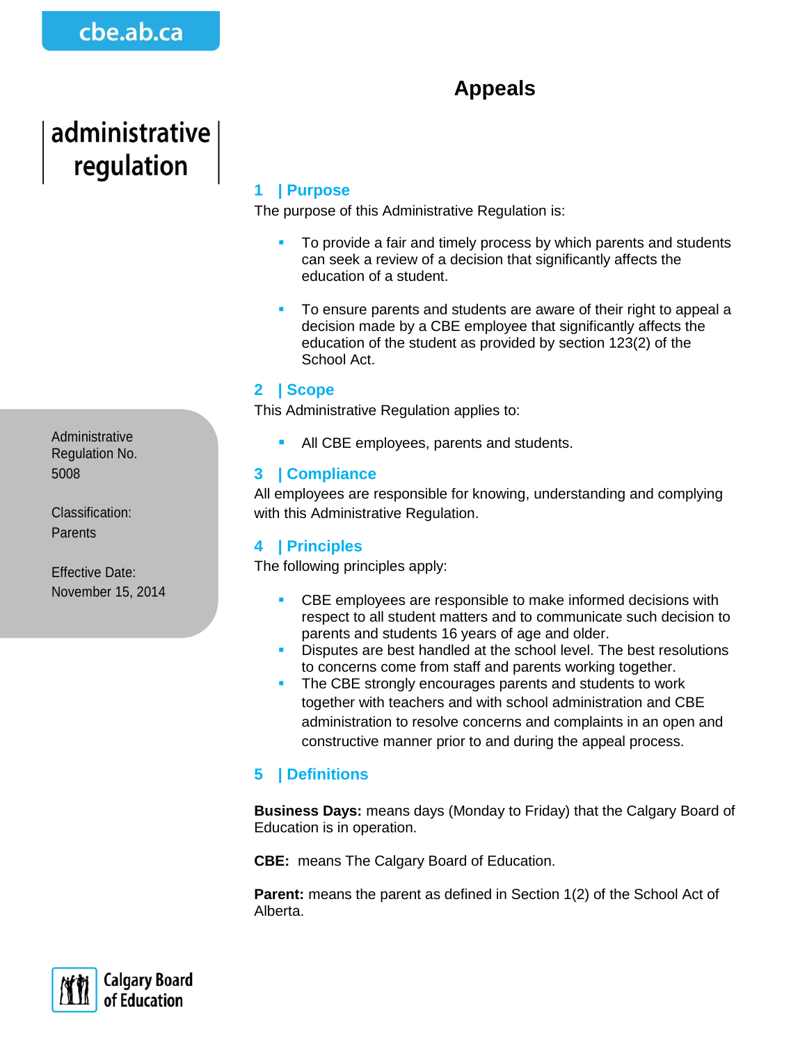cbe.ab.ca

# Appeals

administrative regulation

Administrative Regulation No. 5008

Classification: Parents

Effective Date: November 15, 2014

## 1 | Purpose

The purpose of this Administrative Regulation is:

- To provide a fair and timely process by which parents and students can seek a review of a decision that significantly affects the education of a student.
- To ensure parents and students are aware of their right to appeal a decision made by a CBE employee that significantly affects the education of the student as provided by section 123(2) of the School Act.

## 2 | Scope

This Administrative Regulation applies to:

- All CBE employees, parents and students.

## 3 | Compliance

All employees are responsible for knowing, understanding and complying with this Administrative Regulation.

## 4 | Principles

The following principles apply:

- CBE employees are responsible to make informed decisions with respect to all student matters and to communicate such decision to parents and students 16 years of age and older.
- Disputes are best handled at the school level. The best resolutions to concerns come from staff and parents working together.
- The CBE strongly encourages parents and students to work together with teachers and with school administration and CBE administration to resolve concerns and complaints in an open and constructive manner prior to and during the appeal process.

## 5 | Definitions

**Business Days:** means days (Monday to Friday) that the Calgary Board of Education is in operation.

**CBE:** means The Calgary Board of Education.

**Parent:** means the parent as defined in Section 1(2) of the School Act of Alberta.

Calgary Board of Education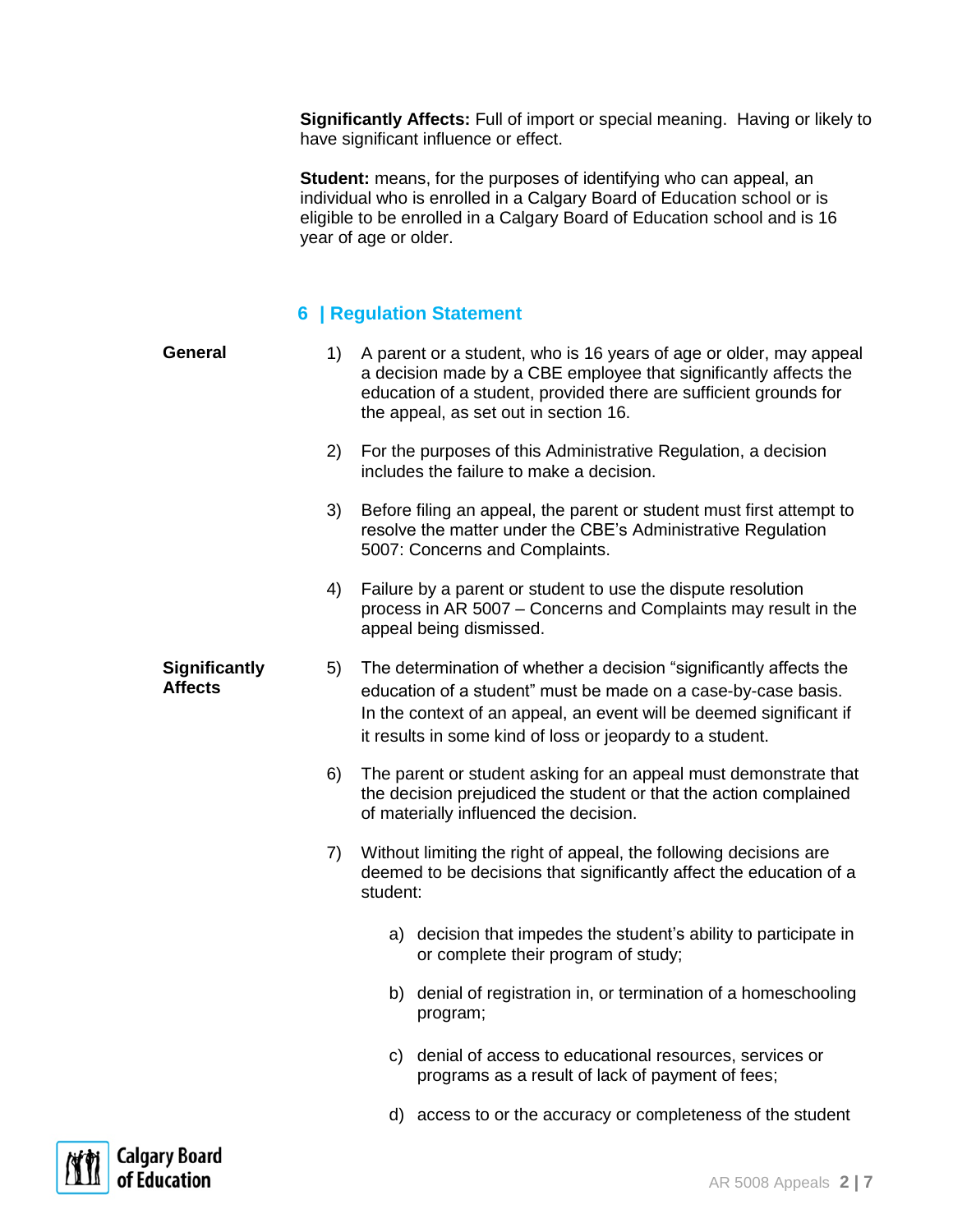**Significantly Affects:** Full of import or special meaning. Having or likely to have significant influence or effect.

**Student:** means, for the purposes of identifying who can appeal, an individual who is enrolled in a Calgary Board of Education school or is eligible to be enrolled in a Calgary Board of Education school and is 16 year of age or older.

## 6 | Regulation Statement

**General**

1) A parent or a student, who is 16 years of age or older, may appeal a decision made by a CBE employee that significantly affects the education of a student, provided there are sufficient grounds for the appeal, as set out in section 16.

2) For the purposes of this Administrative Regulation, a decision includes the failure to make a decision.

3) Before filing an appeal, the parent or student must first attempt to resolve the matter under the CBE's Administrative Regulation 5007: Concerns and Complaints.

4) Failure by a parent or student to use the dispute resolution process in AR 5007 – Concerns and Complaints may result in the appeal being dismissed.

**Significantly Affects**

5) The determination of whether a decision "significantly affects the education of a student" must be made on a case-by-case basis. In the context of an appeal, an event will be deemed significant if it results in some kind of loss or jeopardy to a student.

6) The parent or student asking for an appeal must demonstrate that the decision prejudiced the student or that the action complained of materially influenced the decision.

7) Without limiting the right of appeal, the following decisions are deemed to be decisions that significantly affect the education of a student:

   a) decision that impedes the student's ability to participate in or complete their program of study;

   b) denial of registration in, or termination of a homeschooling program;

   c) denial of access to educational resources, services or programs as a result of lack of payment of fees;

   d) access to or the accuracy or completeness of the student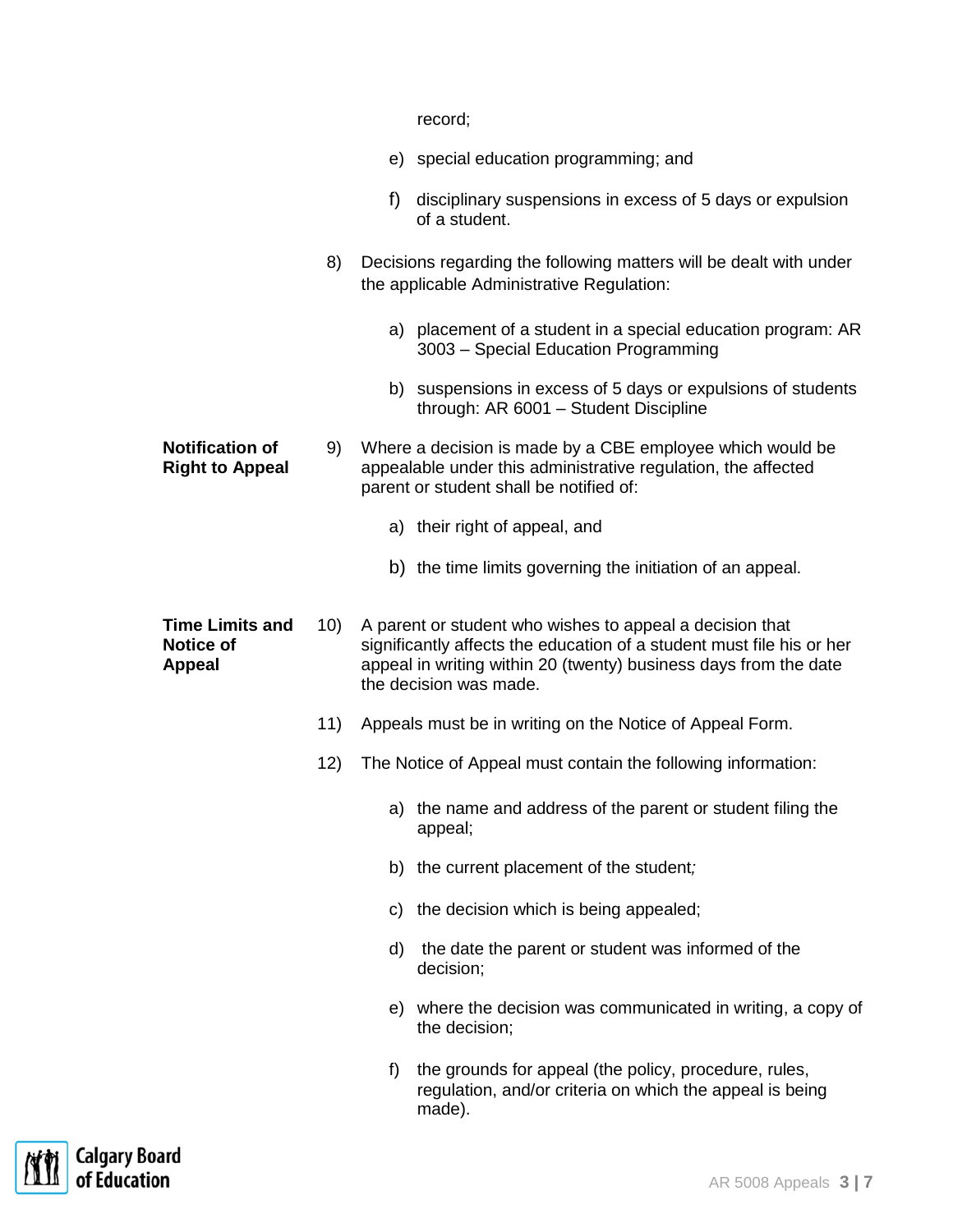record;

e) special education programming; and

f) disciplinary suspensions in excess of 5 days or expulsion of a student.

8) Decisions regarding the following matters will be dealt with under the applicable Administrative Regulation:

a) placement of a student in a special education program: AR 3003 – Special Education Programming

b) suspensions in excess of 5 days or expulsions of students through: AR 6001 – Student Discipline

**Notification of Right to Appeal**

9) Where a decision is made by a CBE employee which would be appealable under this administrative regulation, the affected parent or student shall be notified of:

a) their right of appeal, and

b) the time limits governing the initiation of an appeal.

**Time Limits and Notice of Appeal**

10) A parent or student who wishes to appeal a decision that significantly affects the education of a student must file his or her appeal in writing within 20 (twenty) business days from the date the decision was made.

11) Appeals must be in writing on the Notice of Appeal Form.

12) The Notice of Appeal must contain the following information:

a) the name and address of the parent or student filing the appeal;

b) the current placement of the student;

c) the decision which is being appealed;

d) the date the parent or student was informed of the decision;

e) where the decision was communicated in writing, a copy of the decision;

f) the grounds for appeal (the policy, procedure, rules, regulation, and/or criteria on which the appeal is being made).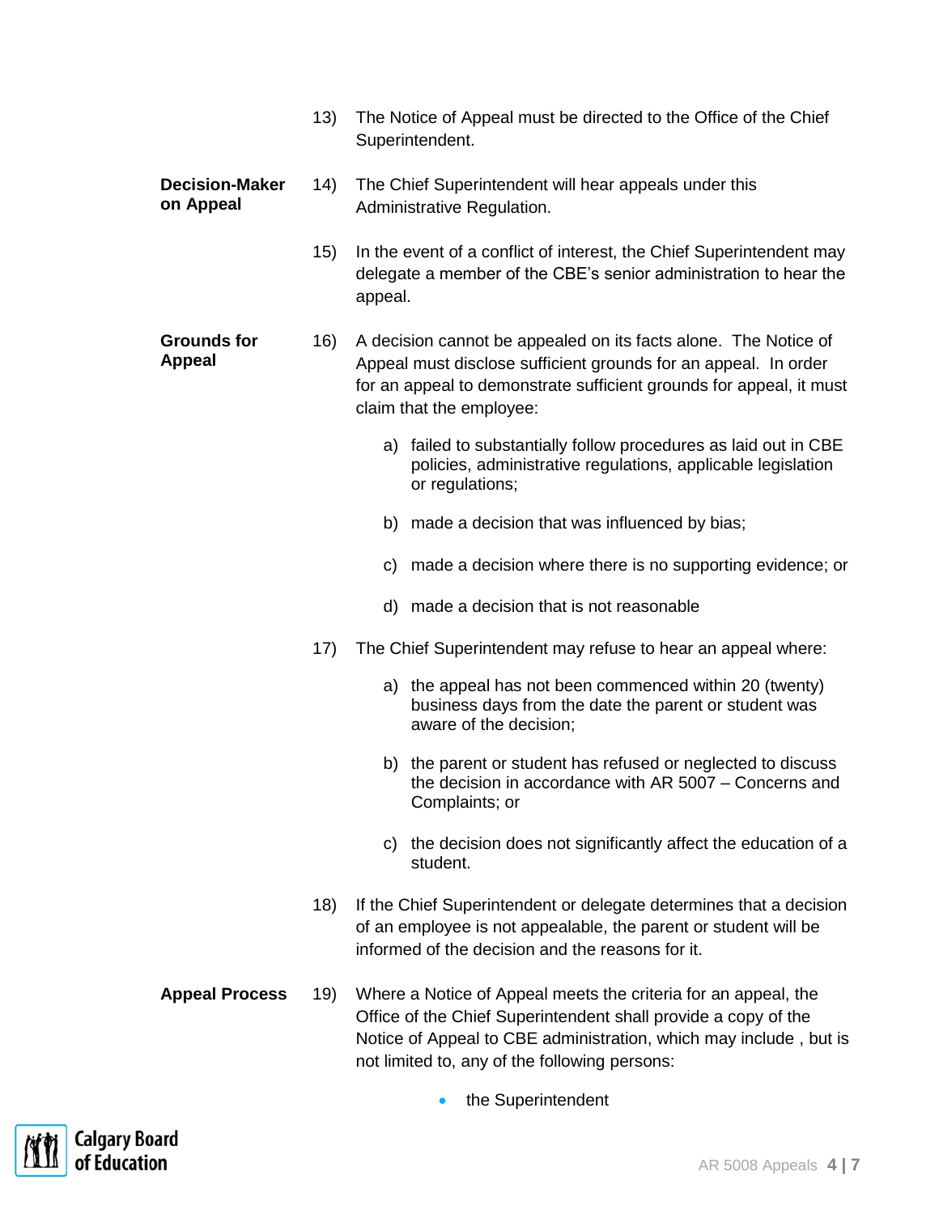13) The Notice of Appeal must be directed to the Office of the Chief Superintendent.

**Decision-Maker on Appeal**

14) The Chief Superintendent will hear appeals under this Administrative Regulation.

15) In the event of a conflict of interest, the Chief Superintendent may delegate a member of the CBE's senior administration to hear the appeal.

**Grounds for Appeal**

16) A decision cannot be appealed on its facts alone. The Notice of Appeal must disclose sufficient grounds for an appeal. In order for an appeal to demonstrate sufficient grounds for appeal, it must claim that the employee:

   a) failed to substantially follow procedures as laid out in CBE policies, administrative regulations, applicable legislation or regulations;

   b) made a decision that was influenced by bias;

   c) made a decision where there is no supporting evidence; or

   d) made a decision that is not reasonable

17) The Chief Superintendent may refuse to hear an appeal where:

   a) the appeal has not been commenced within 20 (twenty) business days from the date the parent or student was aware of the decision;

   b) the parent or student has refused or neglected to discuss the decision in accordance with AR 5007 – Concerns and Complaints; or

   c) the decision does not significantly affect the education of a student.

18) If the Chief Superintendent or delegate determines that a decision of an employee is not appealable, the parent or student will be informed of the decision and the reasons for it.

**Appeal Process**

19) Where a Notice of Appeal meets the criteria for an appeal, the Office of the Chief Superintendent shall provide a copy of the Notice of Appeal to CBE administration, which may include , but is not limited to, any of the following persons:

   - the Superintendent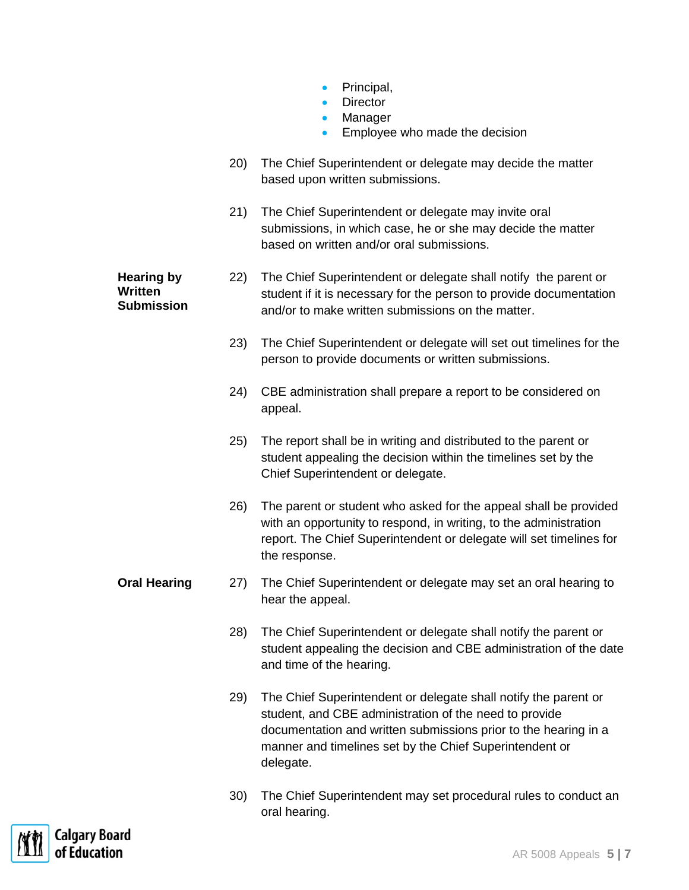- Principal,
- Director
- Manager
- Employee who made the decision

20) The Chief Superintendent or delegate may decide the matter based upon written submissions.

21) The Chief Superintendent or delegate may invite oral submissions, in which case, he or she may decide the matter based on written and/or oral submissions.

**Hearing by Written Submission**

22) The Chief Superintendent or delegate shall notify the parent or student if it is necessary for the person to provide documentation and/or to make written submissions on the matter.

23) The Chief Superintendent or delegate will set out timelines for the person to provide documents or written submissions.

24) CBE administration shall prepare a report to be considered on appeal.

25) The report shall be in writing and distributed to the parent or student appealing the decision within the timelines set by the Chief Superintendent or delegate.

26) The parent or student who asked for the appeal shall be provided with an opportunity to respond, in writing, to the administration report. The Chief Superintendent or delegate will set timelines for the response.

**Oral Hearing**

27) The Chief Superintendent or delegate may set an oral hearing to hear the appeal.

28) The Chief Superintendent or delegate shall notify the parent or student appealing the decision and CBE administration of the date and time of the hearing.

29) The Chief Superintendent or delegate shall notify the parent or student, and CBE administration of the need to provide documentation and written submissions prior to the hearing in a manner and timelines set by the Chief Superintendent or delegate.

30) The Chief Superintendent may set procedural rules to conduct an oral hearing.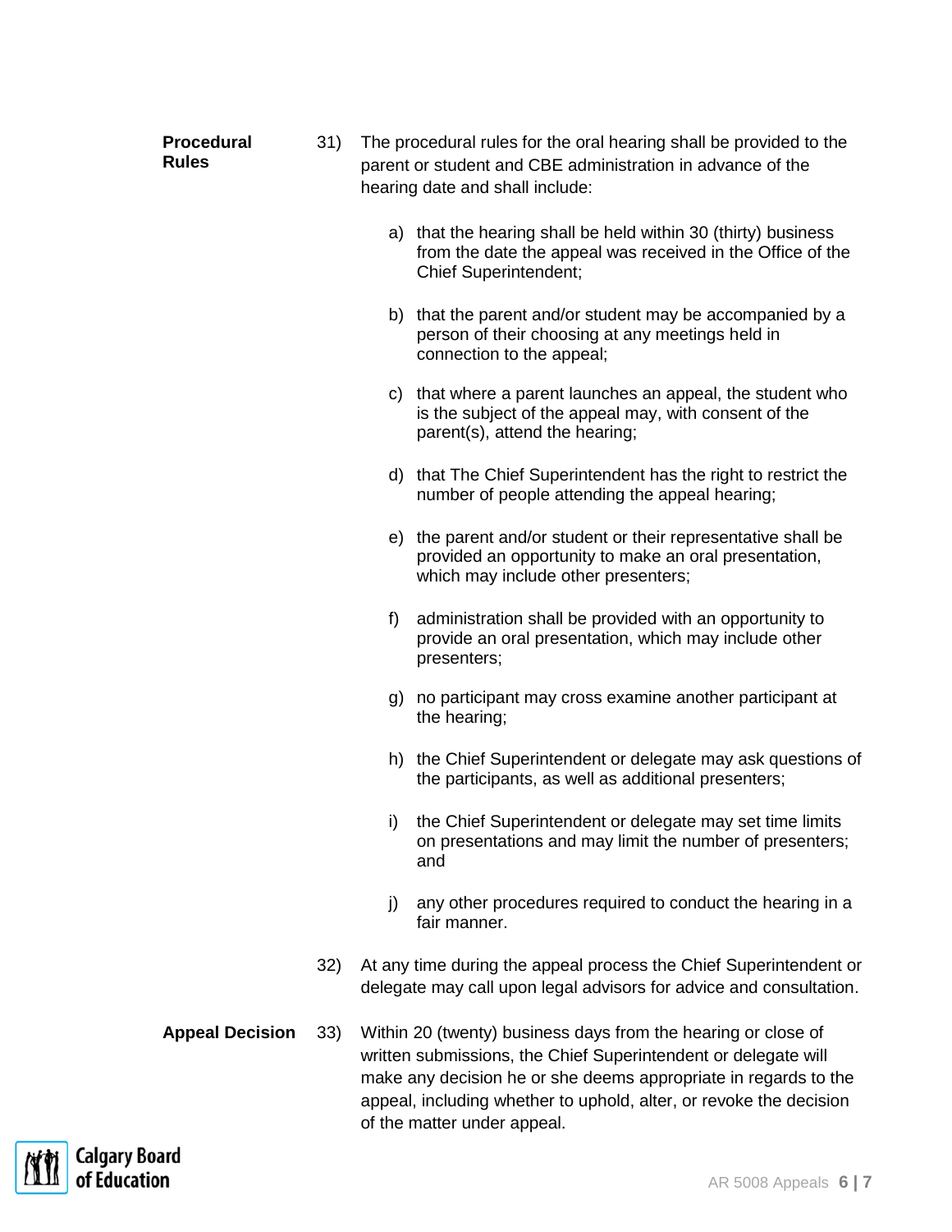**Procedural Rules**

31) The procedural rules for the oral hearing shall be provided to the parent or student and CBE administration in advance of the hearing date and shall include:

a) that the hearing shall be held within 30 (thirty) business from the date the appeal was received in the Office of the Chief Superintendent;

b) that the parent and/or student may be accompanied by a person of their choosing at any meetings held in connection to the appeal;

c) that where a parent launches an appeal, the student who is the subject of the appeal may, with consent of the parent(s), attend the hearing;

d) that The Chief Superintendent has the right to restrict the number of people attending the appeal hearing;

e) the parent and/or student or their representative shall be provided an opportunity to make an oral presentation, which may include other presenters;

f) administration shall be provided with an opportunity to provide an oral presentation, which may include other presenters;

g) no participant may cross examine another participant at the hearing;

h) the Chief Superintendent or delegate may ask questions of the participants, as well as additional presenters;

i) the Chief Superintendent or delegate may set time limits on presentations and may limit the number of presenters; and

j) any other procedures required to conduct the hearing in a fair manner.

32) At any time during the appeal process the Chief Superintendent or delegate may call upon legal advisors for advice and consultation.

**Appeal Decision**

33) Within 20 (twenty) business days from the hearing or close of written submissions, the Chief Superintendent or delegate will make any decision he or she deems appropriate in regards to the appeal, including whether to uphold, alter, or revoke the decision of the matter under appeal.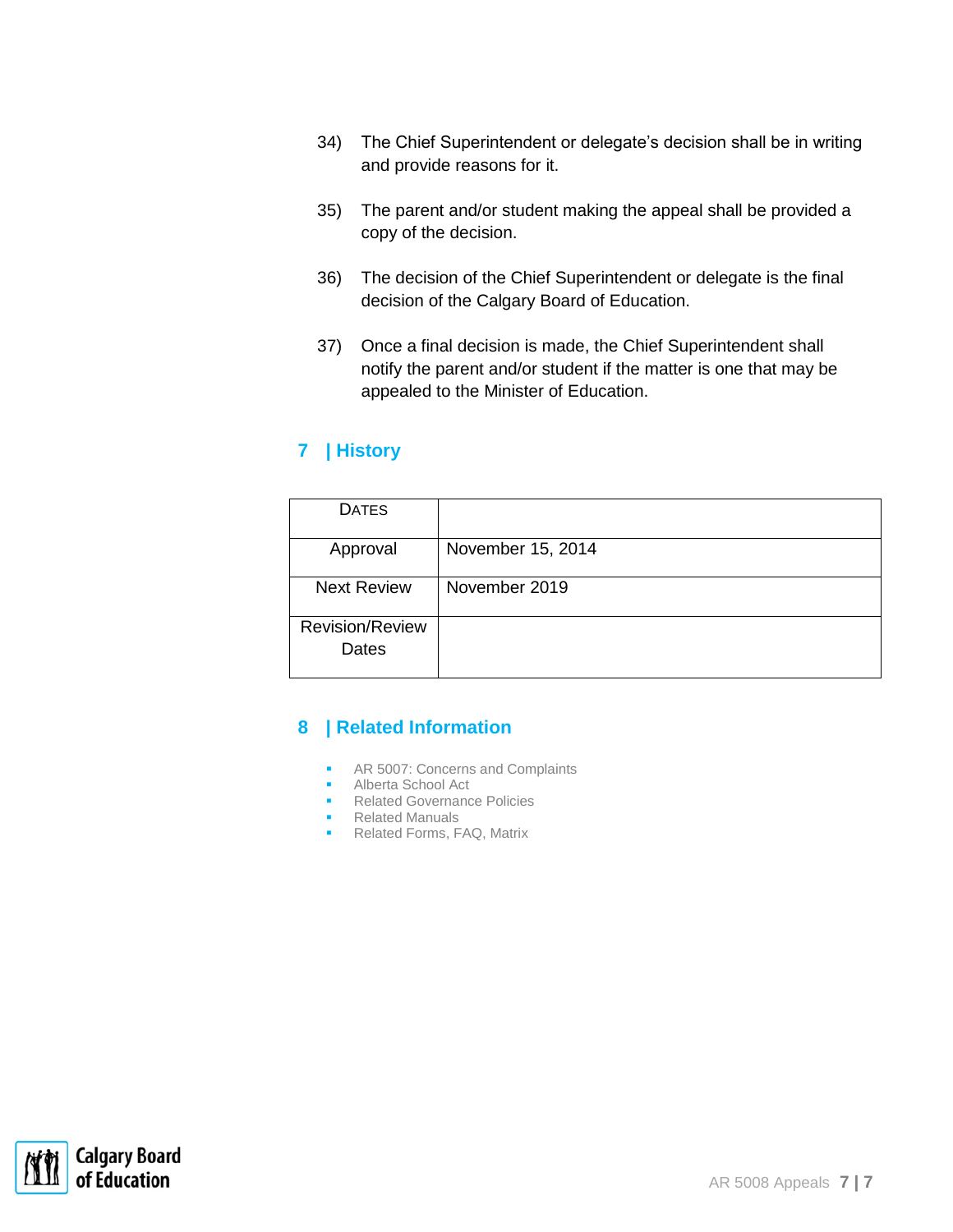34) The Chief Superintendent or delegate's decision shall be in writing and provide reasons for it.

35) The parent and/or student making the appeal shall be provided a copy of the decision.

36) The decision of the Chief Superintendent or delegate is the final decision of the Calgary Board of Education.

37) Once a final decision is made, the Chief Superintendent shall notify the parent and/or student if the matter is one that may be appealed to the Minister of Education.

## 7 | History

| DATES | |
|---|---|
| Approval | November 15, 2014 |
| Next Review | November 2019 |
| Revision/Review Dates | |

## 8 | Related Information

- AR 5007: Concerns and Complaints
- Alberta School Act
- Related Governance Policies
- Related Manuals
- Related Forms, FAQ, Matrix